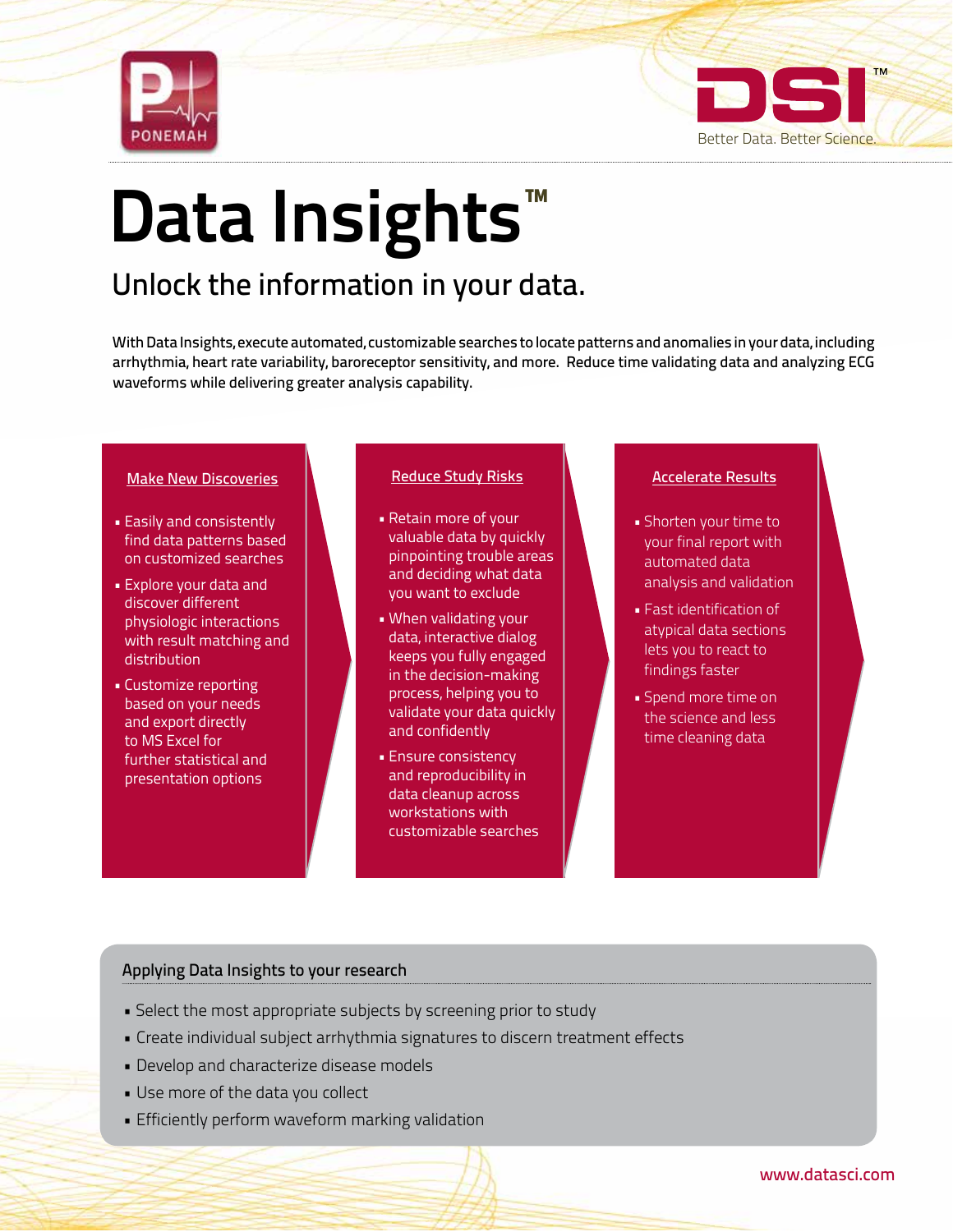PONEMAH

DSI™ Better Data. Better Science.

# Data Insights™

## Unlock the information in your data.

With Data Insights, execute automated, customizable searches to locate patterns and anomalies in your data, including arrhythmia, heart rate variability, baroreceptor sensitivity, and more. Reduce time validating data and analyzing ECG waveforms while delivering greater analysis capability.

### Make New Discoveries

- Easily and consistently find data patterns based on customized searches
- Explore your data and discover different physiologic interactions with result matching and distribution
- Customize reporting based on your needs and export directly to MS Excel for further statistical and presentation options

### Reduce Study Risks

- Retain more of your valuable data by quickly pinpointing trouble areas and deciding what data you want to exclude
- When validating your data, interactive dialog keeps you fully engaged in the decision-making process, helping you to validate your data quickly and confidently
- Ensure consistency and reproducibility in data cleanup across workstations with customizable searches

### Accelerate Results

- Shorten your time to your final report with automated data analysis and validation
- Fast identification of atypical data sections lets you to react to findings faster
- Spend more time on the science and less time cleaning data

### Applying Data Insights to your research

- Select the most appropriate subjects by screening prior to study
- Create individual subject arrhythmia signatures to discern treatment effects
- Develop and characterize disease models
- Use more of the data you collect
- Efficiently perform waveform marking validation

www.datasci.com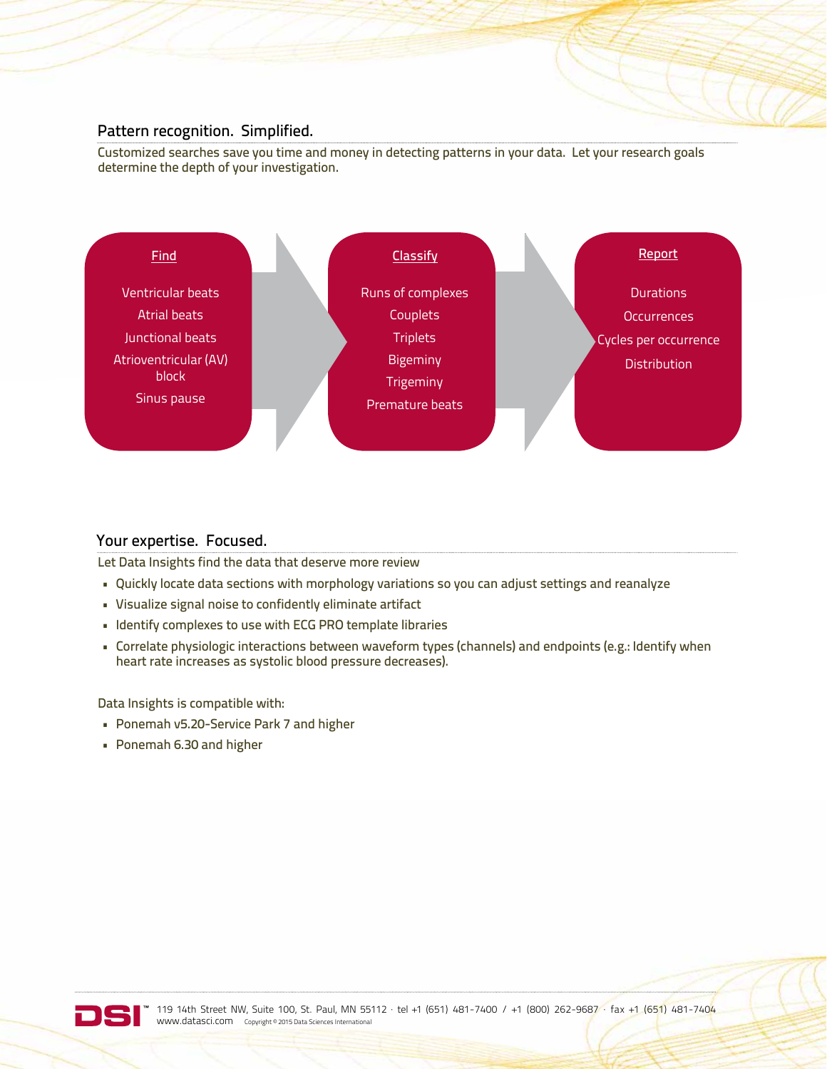## Pattern recognition. Simplified.

Customized searches save you time and money in detecting patterns in your data. Let your research goals determine the depth of your investigation.

**Find**

- Ventricular beats
- Atrial beats
- Junctional beats
- Atrioventricular (AV) block
- Sinus pause

**Classify**

- Runs of complexes
- Couplets
- Triplets
- Bigeminy
- Trigeminy
- Premature beats

**Report**

- Durations
- Occurrences
- Cycles per occurrence
- Distribution

## Your expertise. Focused.

Let Data Insights find the data that deserve more review

- Quickly locate data sections with morphology variations so you can adjust settings and reanalyze
- Visualize signal noise to confidently eliminate artifact
- Identify complexes to use with ECG PRO template libraries
- Correlate physiologic interactions between waveform types (channels) and endpoints (e.g.: Identify when heart rate increases as systolic blood pressure decreases).

Data Insights is compatible with:

- Ponemah v5.20-Service Park 7 and higher
- Ponemah 6.30 and higher

DSI™ 119 14th Street NW, Suite 100, St. Paul, MN 55112 · tel +1 (651) 481-7400 / +1 (800) 262-9687 · fax +1 (651) 481-7404
www.datasci.com Copyright © 2015 Data Sciences International